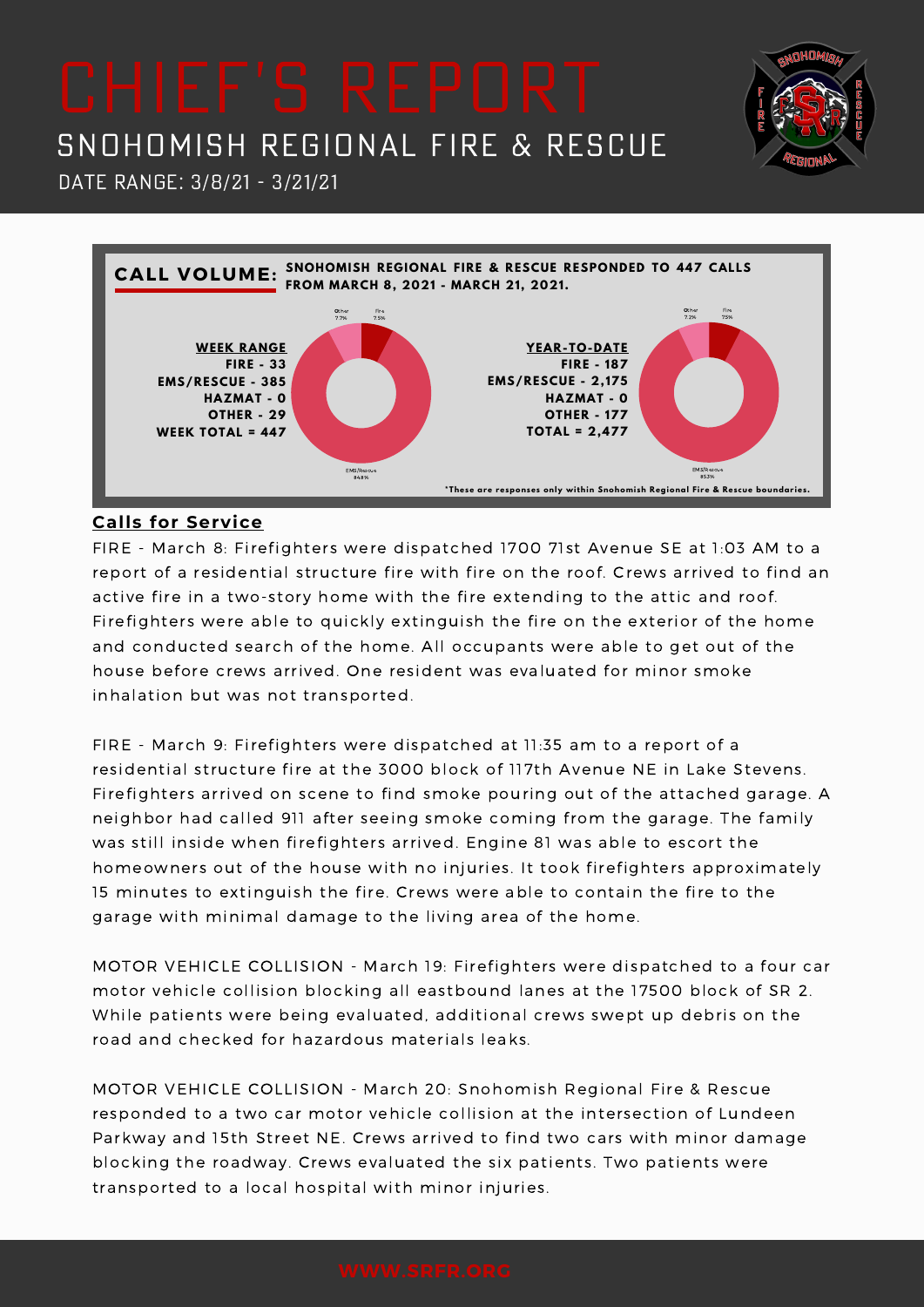# CHIEF'S REPORT

## SNOHOMISH REGIONAL FIRE & RESCUE

DATE RANGE: 3/8/21 - 3/21/21

**CALL VOLUME:** SNOHOMISH REGIONAL FIRE & RESCUE RESPONDED TO 447 CALLS FROM MARCH 8, 2021 - MARCH 21, 2021.

**WEEK RANGE**
- FIRE - 33
- EMS/RESCUE - 385
- HAZMAT - 0
- OTHER - 29
- WEEK TOTAL = 447

Other 7.7% | Fire 7.5% | EMS/Rescue 84.8%

**YEAR-TO-DATE**
- FIRE - 187
- EMS/RESCUE - 2,175
- HAZMAT - 0
- OTHER - 177
- TOTAL = 2,477

Other 7.2% | Fire 7.5% | EMS/Rescue 85.3%

*These are responses only within Snohomish Regional Fire & Rescue boundaries.

### Calls for Service

FIRE - March 8: Firefighters were dispatched 1700 71st Avenue SE at 1:03 AM to a report of a residential structure fire with fire on the roof. Crews arrived to find an active fire in a two-story home with the fire extending to the attic and roof. Firefighters were able to quickly extinguish the fire on the exterior of the home and conducted search of the home. All occupants were able to get out of the house before crews arrived. One resident was evaluated for minor smoke inhalation but was not transported.

FIRE - March 9: Firefighters were dispatched at 11:35 am to a report of a residential structure fire at the 3000 block of 117th Avenue NE in Lake Stevens. Firefighters arrived on scene to find smoke pouring out of the attached garage. A neighbor had called 911 after seeing smoke coming from the garage. The family was still inside when firefighters arrived. Engine 81 was able to escort the homeowners out of the house with no injuries. It took firefighters approximately 15 minutes to extinguish the fire. Crews were able to contain the fire to the garage with minimal damage to the living area of the home.

MOTOR VEHICLE COLLISION - March 19: Firefighters were dispatched to a four car motor vehicle collision blocking all eastbound lanes at the 17500 block of SR 2. While patients were being evaluated, additional crews swept up debris on the road and checked for hazardous materials leaks.

MOTOR VEHICLE COLLISION - March 20: Snohomish Regional Fire & Rescue responded to a two car motor vehicle collision at the intersection of Lundeen Parkway and 15th Street NE. Crews arrived to find two cars with minor damage blocking the roadway. Crews evaluated the six patients. Two patients were transported to a local hospital with minor injuries.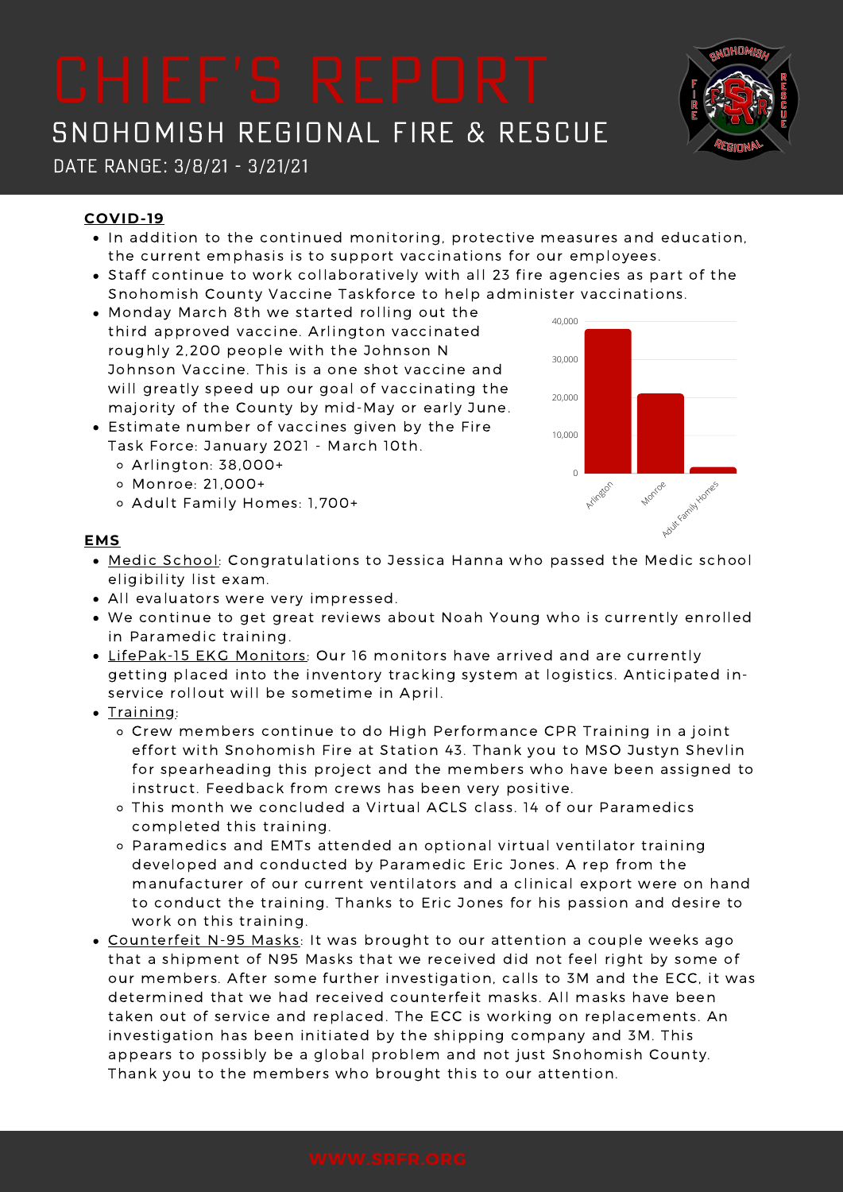# CHIEF'S REPORT

## SNOHOMISH REGIONAL FIRE & RESCUE

DATE RANGE: 3/8/21 - 3/21/21

### COVID-19

- In addition to the continued monitoring, protective measures and education, the current emphasis is to support vaccinations for our employees.
- Staff continue to work collaboratively with all 23 fire agencies as part of the Snohomish County Vaccine Taskforce to help administer vaccinations.
- Monday March 8th we started rolling out the third approved vaccine. Arlington vaccinated roughly 2,200 people with the Johnson N Johnson Vaccine. This is a one shot vaccine and will greatly speed up our goal of vaccinating the majority of the County by mid-May or early June.
- Estimate number of vaccines given by the Fire Task Force: January 2021 - March 10th.
  - Arlington: 38,000+
  - Monroe: 21,000+
  - Adult Family Homes: 1,700+

### EMS

- Medic School: Congratulations to Jessica Hanna who passed the Medic school eligibility list exam.
- All evaluators were very impressed.
- We continue to get great reviews about Noah Young who is currently enrolled in Paramedic training.
- LifePak-15 EKG Monitors: Our 16 monitors have arrived and are currently getting placed into the inventory tracking system at logistics. Anticipated in-service rollout will be sometime in April.
- Training:
  - Crew members continue to do High Performance CPR Training in a joint effort with Snohomish Fire at Station 43. Thank you to MSO Justyn Shevlin for spearheading this project and the members who have been assigned to instruct. Feedback from crews has been very positive.
  - This month we concluded a Virtual ACLS class. 14 of our Paramedics completed this training.
  - Paramedics and EMTs attended an optional virtual ventilator training developed and conducted by Paramedic Eric Jones. A rep from the manufacturer of our current ventilators and a clinical export were on hand to conduct the training. Thanks to Eric Jones for his passion and desire to work on this training.
- Counterfeit N-95 Masks: It was brought to our attention a couple weeks ago that a shipment of N95 Masks that we received did not feel right by some of our members. After some further investigation, calls to 3M and the ECC, it was determined that we had received counterfeit masks. All masks have been taken out of service and replaced. The ECC is working on replacements. An investigation has been initiated by the shipping company and 3M. This appears to possibly be a global problem and not just Snohomish County. Thank you to the members who brought this to our attention.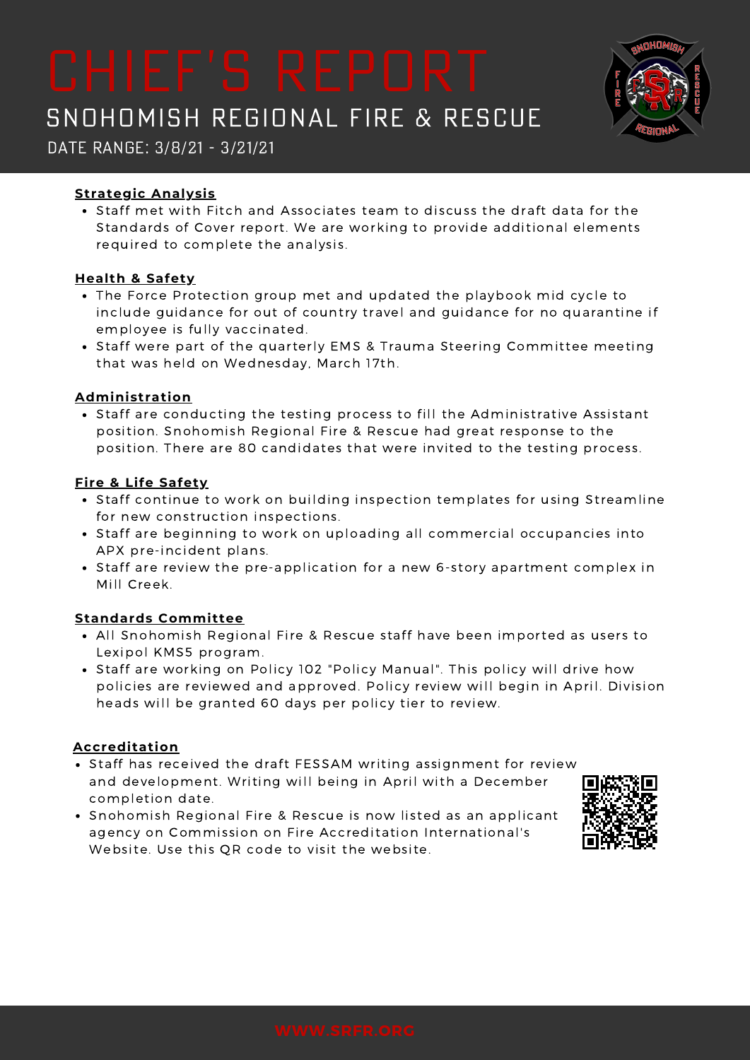# CHIEF'S REPORT

## SNOHOMISH REGIONAL FIRE & RESCUE

DATE RANGE: 3/8/21 - 3/21/21

**Strategic Analysis**

- Staff met with Fitch and Associates team to discuss the draft data for the Standards of Cover report. We are working to provide additional elements required to complete the analysis.

**Health & Safety**

- The Force Protection group met and updated the playbook mid cycle to include guidance for out of country travel and guidance for no quarantine if employee is fully vaccinated.
- Staff were part of the quarterly EMS & Trauma Steering Committee meeting that was held on Wednesday, March 17th.

**Administration**

- Staff are conducting the testing process to fill the Administrative Assistant position. Snohomish Regional Fire & Rescue had great response to the position. There are 80 candidates that were invited to the testing process.

**Fire & Life Safety**

- Staff continue to work on building inspection templates for using Streamline for new construction inspections.
- Staff are beginning to work on uploading all commercial occupancies into APX pre-incident plans.
- Staff are review the pre-application for a new 6-story apartment complex in Mill Creek.

**Standards Committee**

- All Snohomish Regional Fire & Rescue staff have been imported as users to Lexipol KMS5 program.
- Staff are working on Policy 102 "Policy Manual". This policy will drive how policies are reviewed and approved. Policy review will begin in April. Division heads will be granted 60 days per policy tier to review.

**Accreditation**

- Staff has received the draft FESSAM writing assignment for review and development. Writing will being in April with a December completion date.
- Snohomish Regional Fire & Rescue is now listed as an applicant agency on Commission on Fire Accreditation International's Website. Use this QR code to visit the website.

WWW.SRFR.ORG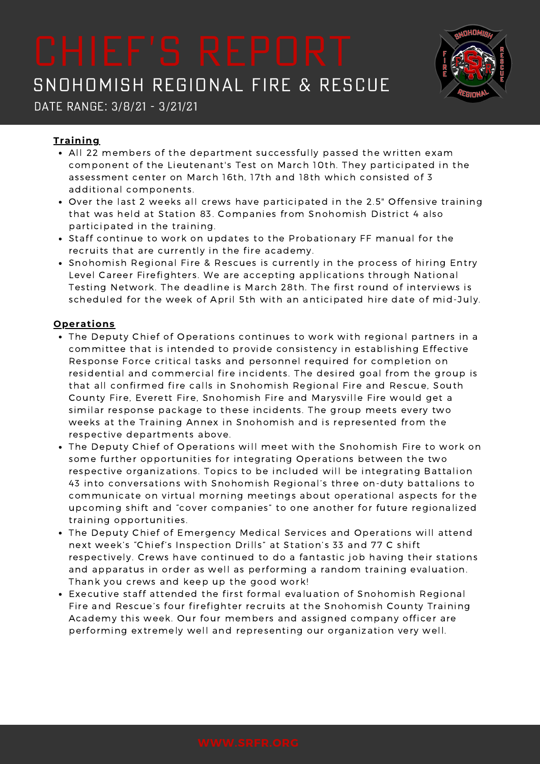# CHIEF'S REPORT

## SNOHOMISH REGIONAL FIRE & RESCUE

DATE RANGE: 3/8/21 - 3/21/21

**Training**

- All 22 members of the department successfully passed the written exam component of the Lieutenant's Test on March 10th. They participated in the assessment center on March 16th, 17th and 18th which consisted of 3 additional components.
- Over the last 2 weeks all crews have participated in the 2.5" Offensive training that was held at Station 83. Companies from Snohomish District 4 also participated in the training.
- Staff continue to work on updates to the Probationary FF manual for the recruits that are currently in the fire academy.
- Snohomish Regional Fire & Rescues is currently in the process of hiring Entry Level Career Firefighters. We are accepting applications through National Testing Network. The deadline is March 28th. The first round of interviews is scheduled for the week of April 5th with an anticipated hire date of mid-July.

**Operations**

- The Deputy Chief of Operations continues to work with regional partners in a committee that is intended to provide consistency in establishing Effective Response Force critical tasks and personnel required for completion on residential and commercial fire incidents. The desired goal from the group is that all confirmed fire calls in Snohomish Regional Fire and Rescue, South County Fire, Everett Fire, Snohomish Fire and Marysville Fire would get a similar response package to these incidents. The group meets every two weeks at the Training Annex in Snohomish and is represented from the respective departments above.
- The Deputy Chief of Operations will meet with the Snohomish Fire to work on some further opportunities for integrating Operations between the two respective organizations. Topics to be included will be integrating Battalion 43 into conversations with Snohomish Regional's three on-duty battalions to communicate on virtual morning meetings about operational aspects for the upcoming shift and "cover companies" to one another for future regionalized training opportunities.
- The Deputy Chief of Emergency Medical Services and Operations will attend next week's "Chief's Inspection Drills" at Station's 33 and 77 C shift respectively. Crews have continued to do a fantastic job having their stations and apparatus in order as well as performing a random training evaluation. Thank you crews and keep up the good work!
- Executive staff attended the first formal evaluation of Snohomish Regional Fire and Rescue's four firefighter recruits at the Snohomish County Training Academy this week. Our four members and assigned company officer are performing extremely well and representing our organization very well.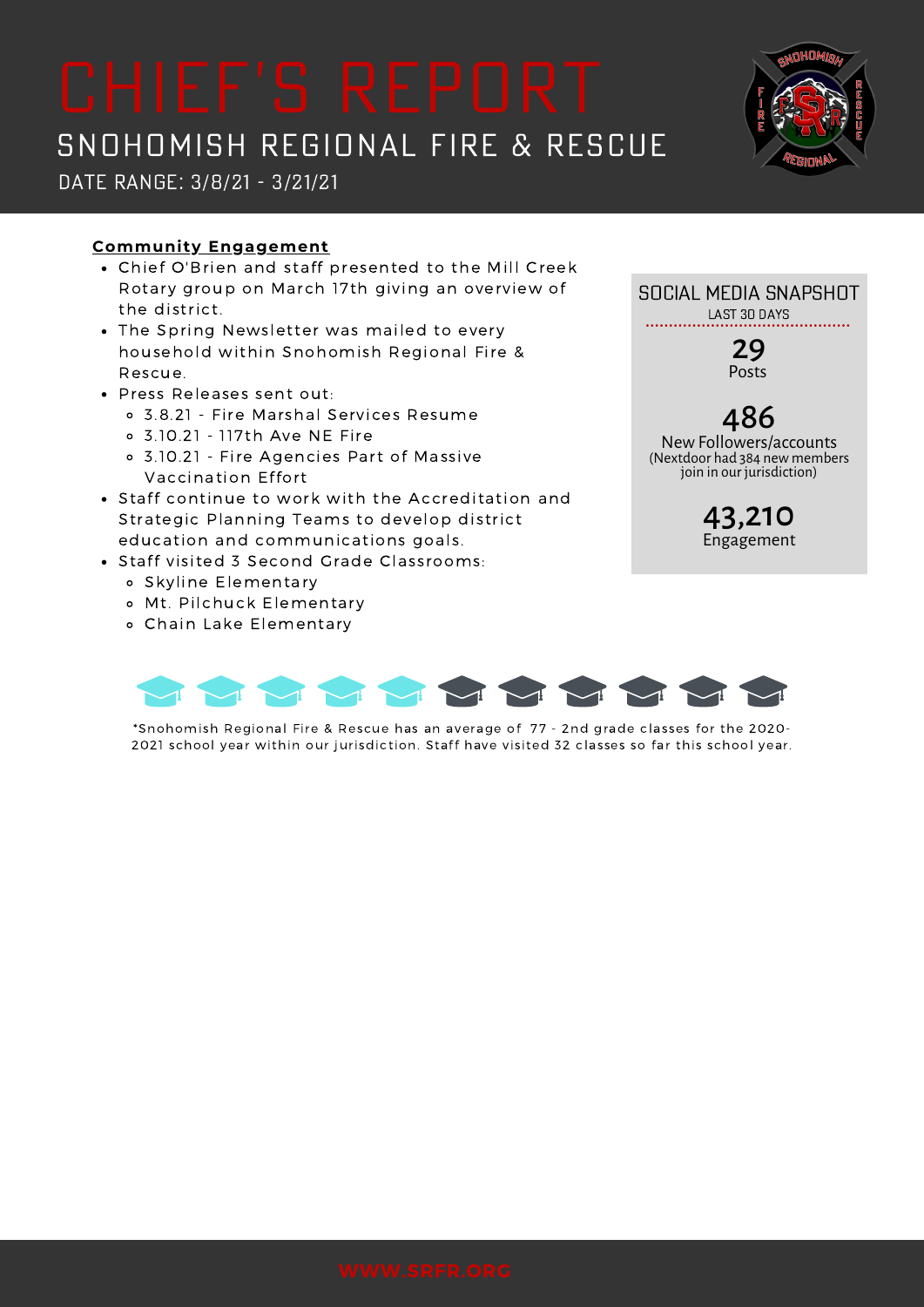# CHIEF'S REPORT

## SNOHOMISH REGIONAL FIRE & RESCUE

DATE RANGE: 3/8/21 - 3/21/21

### Community Engagement

- Chief O'Brien and staff presented to the Mill Creek Rotary group on March 17th giving an overview of the district.
- The Spring Newsletter was mailed to every household within Snohomish Regional Fire & Rescue.
- Press Releases sent out:
  - 3.8.21 - Fire Marshal Services Resume
  - 3.10.21 - 117th Ave NE Fire
  - 3.10.21 - Fire Agencies Part of Massive Vaccination Effort
- Staff continue to work with the Accreditation and Strategic Planning Teams to develop district education and communications goals.
- Staff visited 3 Second Grade Classrooms:
  - Skyline Elementary
  - Mt. Pilchuck Elementary
  - Chain Lake Elementary

### SOCIAL MEDIA SNAPSHOT

LAST 30 DAYS

**29**
Posts

**486**
New Followers/accounts
(Nextdoor had 384 new members join in our jurisdiction)

**43,210**
Engagement

*Snohomish Regional Fire & Rescue has an average of 77 - 2nd grade classes for the 2020-2021 school year within our jurisdiction. Staff have visited 32 classes so far this school year.

WWW.SRFR.ORG